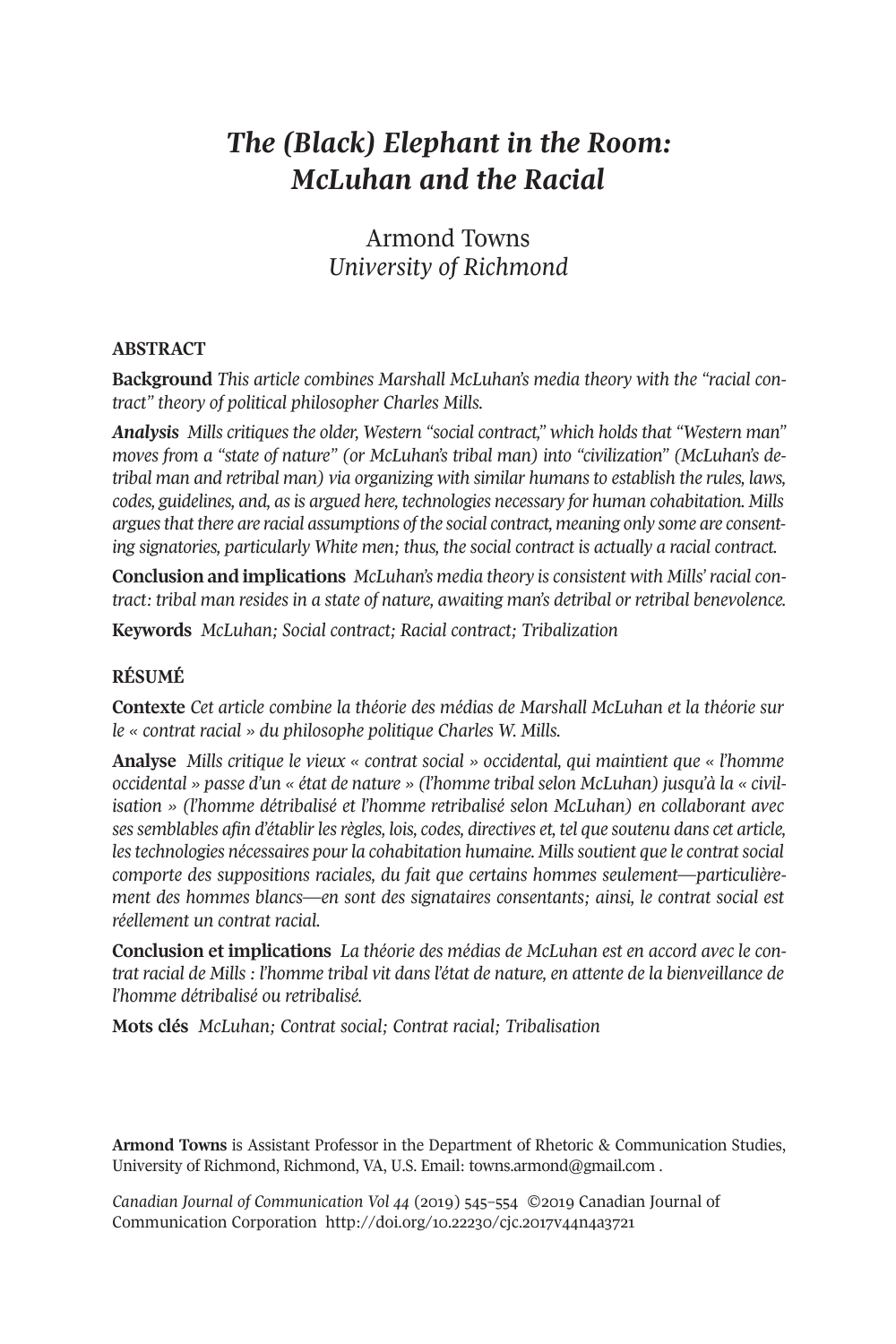# *The (Black) Elephant in the Room: McLuhan and the Racial*

Armond Towns
*University of Richmond*

## ABSTRACT

**Background** *This article combines Marshall McLuhan's media theory with the "racial contract" theory of political philosopher Charles Mills.*

***Analysis*** *Mills critiques the older, Western "social contract," which holds that "Western man" moves from a "state of nature" (or McLuhan's tribal man) into "civilization" (McLuhan's detribal man and retribal man) via organizing with similar humans to establish the rules, laws, codes, guidelines, and, as is argued here, technologies necessary for human cohabitation. Mills argues that there are racial assumptions of the social contract, meaning only some are consenting signatories, particularly White men; thus, the social contract is actually a racial contract.*

**Conclusion and implications** *McLuhan's media theory is consistent with Mills' racial contract: tribal man resides in a state of nature, awaiting man's detribal or retribal benevolence.*

**Keywords** *McLuhan; Social contract; Racial contract; Tribalization*

## RÉSUMÉ

**Contexte** *Cet article combine la théorie des médias de Marshall McLuhan et la théorie sur le « contrat racial » du philosophe politique Charles W. Mills.*

**Analyse** *Mills critique le vieux « contrat social » occidental, qui maintient que « l'homme occidental » passe d'un « état de nature » (l'homme tribal selon McLuhan) jusqu'à la « civilisation » (l'homme détribalisé et l'homme retribalisé selon McLuhan) en collaborant avec ses semblables afin d'établir les règles, lois, codes, directives et, tel que soutenu dans cet article, les technologies nécessaires pour la cohabitation humaine. Mills soutient que le contrat social comporte des suppositions raciales, du fait que certains hommes seulement—particulièrement des hommes blancs—en sont des signataires consentants; ainsi, le contrat social est réellement un contrat racial.*

**Conclusion et implications** *La théorie des médias de McLuhan est en accord avec le contrat racial de Mills : l'homme tribal vit dans l'état de nature, en attente de la bienveillance de l'homme détribalisé ou retribalisé.*

**Mots clés** *McLuhan; Contrat social; Contrat racial; Tribalisation*

**Armond Towns** is Assistant Professor in the Department of Rhetoric & Communication Studies, University of Richmond, Richmond, VA, U.S. Email: towns.armond@gmail.com .

*Canadian Journal of Communication Vol 44* (2019) 545–554 ©2019 Canadian Journal of Communication Corporation http://doi.org/10.22230/cjc.2017v44n4a3721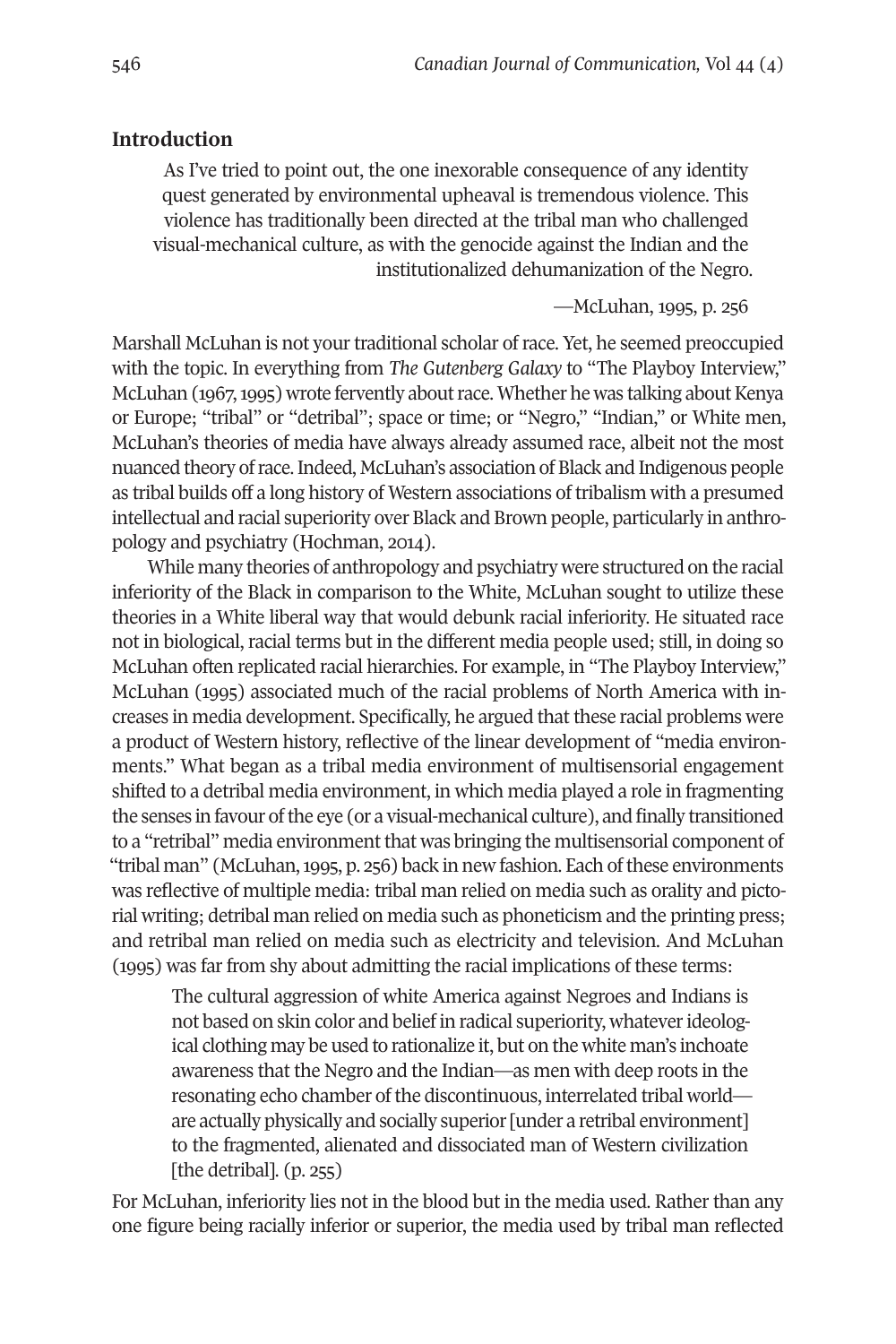## Introduction

> As I've tried to point out, the one inexorable consequence of any identity quest generated by environmental upheaval is tremendous violence. This violence has traditionally been directed at the tribal man who challenged visual-mechanical culture, as with the genocide against the Indian and the institutionalized dehumanization of the Negro.
>
> —McLuhan, 1995, p. 256

Marshall McLuhan is not your traditional scholar of race. Yet, he seemed preoccupied with the topic. In everything from *The Gutenberg Galaxy* to "The Playboy Interview," McLuhan (1967, 1995) wrote fervently about race. Whether he was talking about Kenya or Europe; "tribal" or "detribal"; space or time; or "Negro," "Indian," or White men, McLuhan's theories of media have always already assumed race, albeit not the most nuanced theory of race. Indeed, McLuhan's association of Black and Indigenous people as tribal builds off a long history of Western associations of tribalism with a presumed intellectual and racial superiority over Black and Brown people, particularly in anthropology and psychiatry (Hochman, 2014).

While many theories of anthropology and psychiatry were structured on the racial inferiority of the Black in comparison to the White, McLuhan sought to utilize these theories in a White liberal way that would debunk racial inferiority. He situated race not in biological, racial terms but in the different media people used; still, in doing so McLuhan often replicated racial hierarchies. For example, in "The Playboy Interview," McLuhan (1995) associated much of the racial problems of North America with increases in media development. Specifically, he argued that these racial problems were a product of Western history, reflective of the linear development of "media environments." What began as a tribal media environment of multisensorial engagement shifted to a detribal media environment, in which media played a role in fragmenting the senses in favour of the eye (or a visual-mechanical culture), and finally transitioned to a "retribal" media environment that was bringing the multisensorial component of "tribal man" (McLuhan, 1995, p. 256) back in new fashion. Each of these environments was reflective of multiple media: tribal man relied on media such as orality and pictorial writing; detribal man relied on media such as phoneticism and the printing press; and retribal man relied on media such as electricity and television. And McLuhan (1995) was far from shy about admitting the racial implications of these terms:

> The cultural aggression of white America against Negroes and Indians is not based on skin color and belief in radical superiority, whatever ideological clothing may be used to rationalize it, but on the white man's inchoate awareness that the Negro and the Indian—as men with deep roots in the resonating echo chamber of the discontinuous, interrelated tribal world—are actually physically and socially superior [under a retribal environment] to the fragmented, alienated and dissociated man of Western civilization [the detribal]. (p. 255)

For McLuhan, inferiority lies not in the blood but in the media used. Rather than any one figure being racially inferior or superior, the media used by tribal man reflected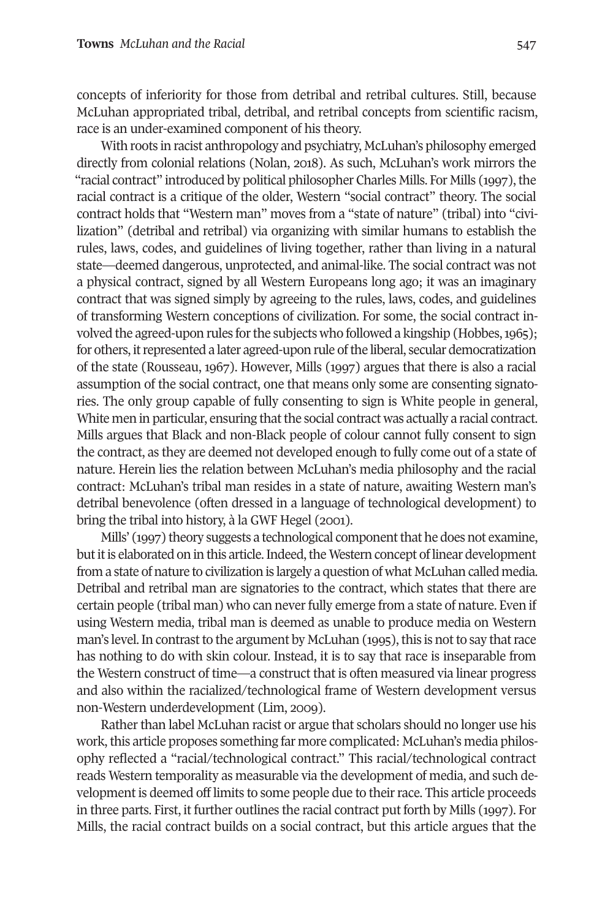concepts of inferiority for those from detribal and retribal cultures. Still, because McLuhan appropriated tribal, detribal, and retribal concepts from scientific racism, race is an under-examined component of his theory.

With roots in racist anthropology and psychiatry, McLuhan's philosophy emerged directly from colonial relations (Nolan, 2018). As such, McLuhan's work mirrors the "racial contract" introduced by political philosopher Charles Mills. For Mills (1997), the racial contract is a critique of the older, Western "social contract" theory. The social contract holds that "Western man" moves from a "state of nature" (tribal) into "civilization" (detribal and retribal) via organizing with similar humans to establish the rules, laws, codes, and guidelines of living together, rather than living in a natural state—deemed dangerous, unprotected, and animal-like. The social contract was not a physical contract, signed by all Western Europeans long ago; it was an imaginary contract that was signed simply by agreeing to the rules, laws, codes, and guidelines of transforming Western conceptions of civilization. For some, the social contract involved the agreed-upon rules for the subjects who followed a kingship (Hobbes, 1965); for others, it represented a later agreed-upon rule of the liberal, secular democratization of the state (Rousseau, 1967). However, Mills (1997) argues that there is also a racial assumption of the social contract, one that means only some are consenting signatories. The only group capable of fully consenting to sign is White people in general, White men in particular, ensuring that the social contract was actually a racial contract. Mills argues that Black and non-Black people of colour cannot fully consent to sign the contract, as they are deemed not developed enough to fully come out of a state of nature. Herein lies the relation between McLuhan's media philosophy and the racial contract: McLuhan's tribal man resides in a state of nature, awaiting Western man's detribal benevolence (often dressed in a language of technological development) to bring the tribal into history, à la GWF Hegel (2001).

Mills' (1997) theory suggests a technological component that he does not examine, but it is elaborated on in this article. Indeed, the Western concept of linear development from a state of nature to civilization is largely a question of what McLuhan called media. Detribal and retribal man are signatories to the contract, which states that there are certain people (tribal man) who can never fully emerge from a state of nature. Even if using Western media, tribal man is deemed as unable to produce media on Western man's level. In contrast to the argument by McLuhan (1995), this is not to say that race has nothing to do with skin colour. Instead, it is to say that race is inseparable from the Western construct of time—a construct that is often measured via linear progress and also within the racialized/technological frame of Western development versus non-Western underdevelopment (Lim, 2009).

Rather than label McLuhan racist or argue that scholars should no longer use his work, this article proposes something far more complicated: McLuhan's media philosophy reflected a "racial/technological contract." This racial/technological contract reads Western temporality as measurable via the development of media, and such development is deemed off limits to some people due to their race. This article proceeds in three parts. First, it further outlines the racial contract put forth by Mills (1997). For Mills, the racial contract builds on a social contract, but this article argues that the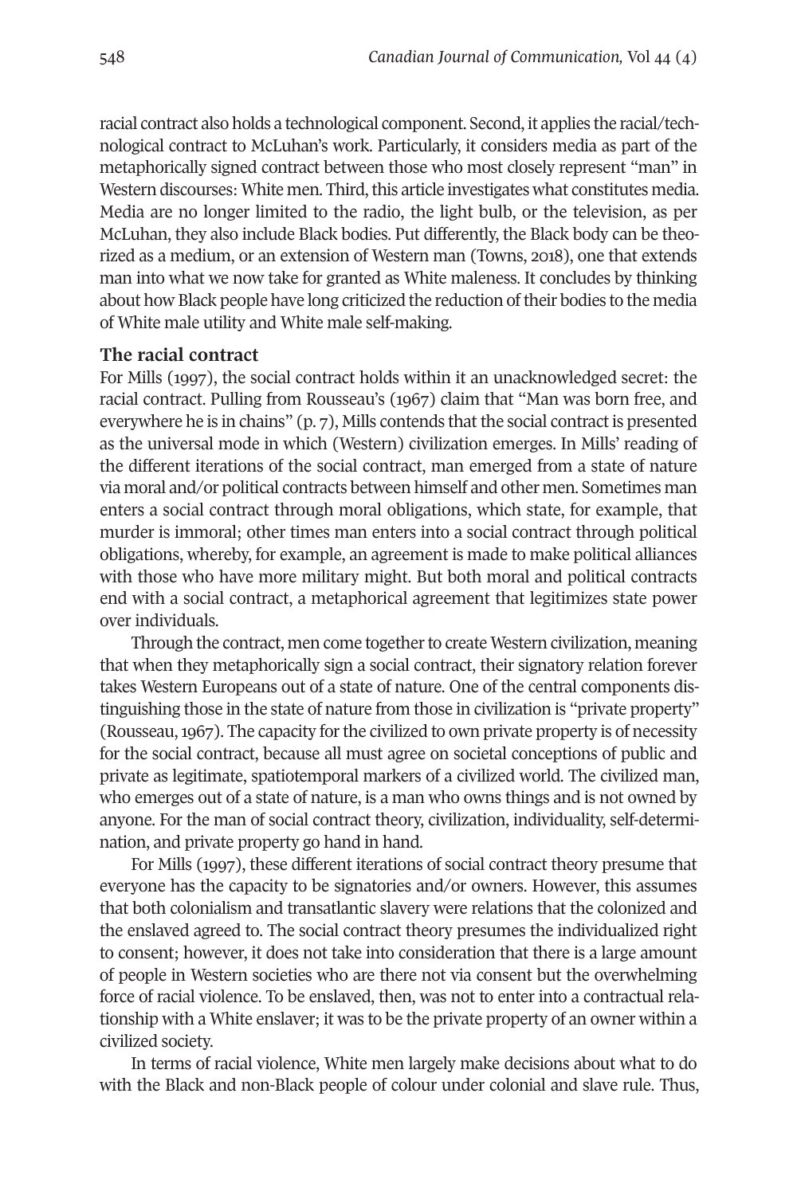racial contract also holds a technological component. Second, it applies the racial/technological contract to McLuhan's work. Particularly, it considers media as part of the metaphorically signed contract between those who most closely represent "man" in Western discourses: White men. Third, this article investigates what constitutes media. Media are no longer limited to the radio, the light bulb, or the television, as per McLuhan, they also include Black bodies. Put differently, the Black body can be theorized as a medium, or an extension of Western man (Towns, 2018), one that extends man into what we now take for granted as White maleness. It concludes by thinking about how Black people have long criticized the reduction of their bodies to the media of White male utility and White male self-making.

### The racial contract

For Mills (1997), the social contract holds within it an unacknowledged secret: the racial contract. Pulling from Rousseau's (1967) claim that "Man was born free, and everywhere he is in chains" (p. 7), Mills contends that the social contract is presented as the universal mode in which (Western) civilization emerges. In Mills' reading of the different iterations of the social contract, man emerged from a state of nature via moral and/or political contracts between himself and other men. Sometimes man enters a social contract through moral obligations, which state, for example, that murder is immoral; other times man enters into a social contract through political obligations, whereby, for example, an agreement is made to make political alliances with those who have more military might. But both moral and political contracts end with a social contract, a metaphorical agreement that legitimizes state power over individuals.

Through the contract, men come together to create Western civilization, meaning that when they metaphorically sign a social contract, their signatory relation forever takes Western Europeans out of a state of nature. One of the central components distinguishing those in the state of nature from those in civilization is "private property" (Rousseau, 1967). The capacity for the civilized to own private property is of necessity for the social contract, because all must agree on societal conceptions of public and private as legitimate, spatiotemporal markers of a civilized world. The civilized man, who emerges out of a state of nature, is a man who owns things and is not owned by anyone. For the man of social contract theory, civilization, individuality, self-determination, and private property go hand in hand.

For Mills (1997), these different iterations of social contract theory presume that everyone has the capacity to be signatories and/or owners. However, this assumes that both colonialism and transatlantic slavery were relations that the colonized and the enslaved agreed to. The social contract theory presumes the individualized right to consent; however, it does not take into consideration that there is a large amount of people in Western societies who are there not via consent but the overwhelming force of racial violence. To be enslaved, then, was not to enter into a contractual relationship with a White enslaver; it was to be the private property of an owner within a civilized society.

In terms of racial violence, White men largely make decisions about what to do with the Black and non-Black people of colour under colonial and slave rule. Thus,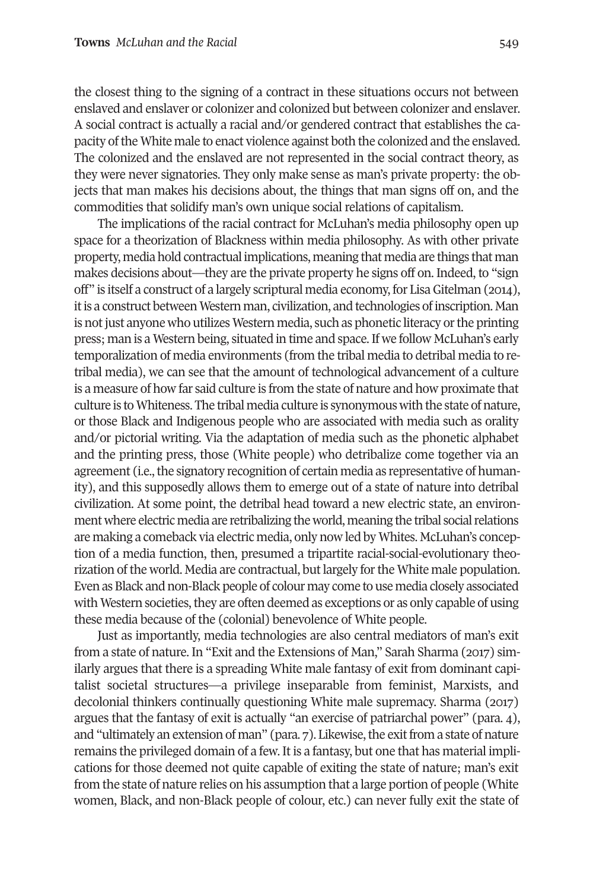the closest thing to the signing of a contract in these situations occurs not between enslaved and enslaver or colonizer and colonized but between colonizer and enslaver. A social contract is actually a racial and/or gendered contract that establishes the capacity of the White male to enact violence against both the colonized and the enslaved. The colonized and the enslaved are not represented in the social contract theory, as they were never signatories. They only make sense as man's private property: the objects that man makes his decisions about, the things that man signs off on, and the commodities that solidify man's own unique social relations of capitalism.

The implications of the racial contract for McLuhan's media philosophy open up space for a theorization of Blackness within media philosophy. As with other private property, media hold contractual implications, meaning that media are things that man makes decisions about—they are the private property he signs off on. Indeed, to "sign off" is itself a construct of a largely scriptural media economy, for Lisa Gitelman (2014), it is a construct between Western man, civilization, and technologies of inscription. Man is not just anyone who utilizes Western media, such as phonetic literacy or the printing press; man is a Western being, situated in time and space. If we follow McLuhan's early temporalization of media environments (from the tribal media to detribal media to retribal media), we can see that the amount of technological advancement of a culture is a measure of how far said culture is from the state of nature and how proximate that culture is to Whiteness. The tribal media culture is synonymous with the state of nature, or those Black and Indigenous people who are associated with media such as orality and/or pictorial writing. Via the adaptation of media such as the phonetic alphabet and the printing press, those (White people) who detribalize come together via an agreement (i.e., the signatory recognition of certain media as representative of humanity), and this supposedly allows them to emerge out of a state of nature into detribal civilization. At some point, the detribal head toward a new electric state, an environment where electric media are retribalizing the world, meaning the tribal social relations are making a comeback via electric media, only now led by Whites. McLuhan's conception of a media function, then, presumed a tripartite racial-social-evolutionary theorization of the world. Media are contractual, but largely for the White male population. Even as Black and non-Black people of colour may come to use media closely associated with Western societies, they are often deemed as exceptions or as only capable of using these media because of the (colonial) benevolence of White people.

Just as importantly, media technologies are also central mediators of man's exit from a state of nature. In "Exit and the Extensions of Man," Sarah Sharma (2017) similarly argues that there is a spreading White male fantasy of exit from dominant capitalist societal structures—a privilege inseparable from feminist, Marxists, and decolonial thinkers continually questioning White male supremacy. Sharma (2017) argues that the fantasy of exit is actually "an exercise of patriarchal power" (para. 4), and "ultimately an extension of man" (para. 7). Likewise, the exit from a state of nature remains the privileged domain of a few. It is a fantasy, but one that has material implications for those deemed not quite capable of exiting the state of nature; man's exit from the state of nature relies on his assumption that a large portion of people (White women, Black, and non-Black people of colour, etc.) can never fully exit the state of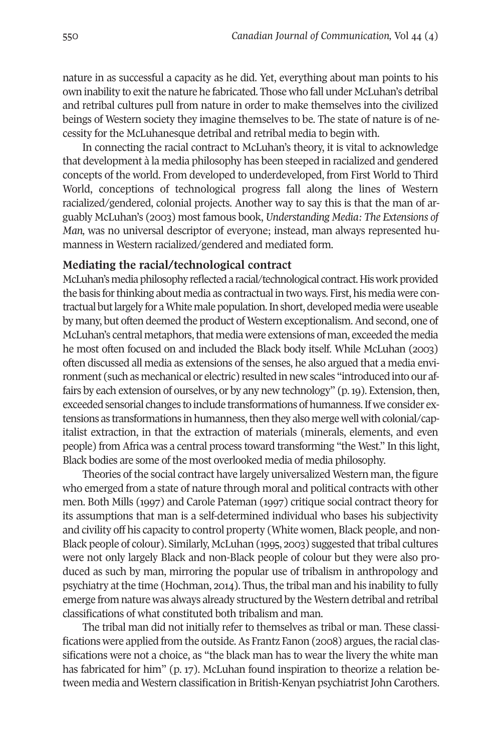nature in as successful a capacity as he did. Yet, everything about man points to his own inability to exit the nature he fabricated. Those who fall under McLuhan's detribal and retribal cultures pull from nature in order to make themselves into the civilized beings of Western society they imagine themselves to be. The state of nature is of necessity for the McLuhanesque detribal and retribal media to begin with.

In connecting the racial contract to McLuhan's theory, it is vital to acknowledge that development à la media philosophy has been steeped in racialized and gendered concepts of the world. From developed to underdeveloped, from First World to Third World, conceptions of technological progress fall along the lines of Western racialized/gendered, colonial projects. Another way to say this is that the man of arguably McLuhan's (2003) most famous book, *Understanding Media: The Extensions of Man,* was no universal descriptor of everyone; instead, man always represented humanness in Western racialized/gendered and mediated form.

### Mediating the racial/technological contract

McLuhan's media philosophy reflected a racial/technological contract. His work provided the basis for thinking about media as contractual in two ways. First, his media were contractual but largely for a White male population. In short, developed media were useable by many, but often deemed the product of Western exceptionalism. And second, one of McLuhan's central metaphors, that media were extensions of man, exceeded the media he most often focused on and included the Black body itself. While McLuhan (2003) often discussed all media as extensions of the senses, he also argued that a media environment (such as mechanical or electric) resulted in new scales "introduced into our affairs by each extension of ourselves, or by any new technology" (p. 19). Extension, then, exceeded sensorial changes to include transformations of humanness. If we consider extensions as transformations in humanness, then they also merge well with colonial/capitalist extraction, in that the extraction of materials (minerals, elements, and even people) from Africa was a central process toward transforming "the West." In this light, Black bodies are some of the most overlooked media of media philosophy.

Theories of the social contract have largely universalized Western man, the figure who emerged from a state of nature through moral and political contracts with other men. Both Mills (1997) and Carole Pateman (1997) critique social contract theory for its assumptions that man is a self-determined individual who bases his subjectivity and civility off his capacity to control property (White women, Black people, and non-Black people of colour). Similarly, McLuhan (1995, 2003) suggested that tribal cultures were not only largely Black and non-Black people of colour but they were also produced as such by man, mirroring the popular use of tribalism in anthropology and psychiatry at the time (Hochman, 2014). Thus, the tribal man and his inability to fully emerge from nature was always already structured by the Western detribal and retribal classifications of what constituted both tribalism and man.

The tribal man did not initially refer to themselves as tribal or man. These classifications were applied from the outside. As Frantz Fanon (2008) argues, the racial classifications were not a choice, as "the black man has to wear the livery the white man has fabricated for him" (p. 17). McLuhan found inspiration to theorize a relation between media and Western classification in British-Kenyan psychiatrist John Carothers.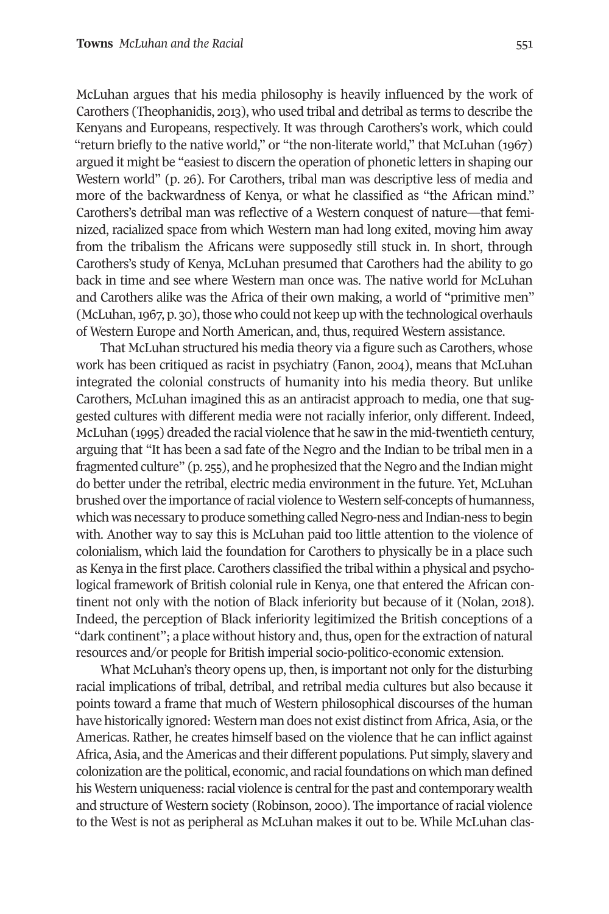McLuhan argues that his media philosophy is heavily influenced by the work of Carothers (Theophanidis, 2013), who used tribal and detribal as terms to describe the Kenyans and Europeans, respectively. It was through Carothers's work, which could "return briefly to the native world," or "the non-literate world," that McLuhan (1967) argued it might be "easiest to discern the operation of phonetic letters in shaping our Western world" (p. 26). For Carothers, tribal man was descriptive less of media and more of the backwardness of Kenya, or what he classified as "the African mind." Carothers's detribal man was reflective of a Western conquest of nature—that feminized, racialized space from which Western man had long exited, moving him away from the tribalism the Africans were supposedly still stuck in. In short, through Carothers's study of Kenya, McLuhan presumed that Carothers had the ability to go back in time and see where Western man once was. The native world for McLuhan and Carothers alike was the Africa of their own making, a world of "primitive men" (McLuhan, 1967, p. 30), those who could not keep up with the technological overhauls of Western Europe and North American, and, thus, required Western assistance.

That McLuhan structured his media theory via a figure such as Carothers, whose work has been critiqued as racist in psychiatry (Fanon, 2004), means that McLuhan integrated the colonial constructs of humanity into his media theory. But unlike Carothers, McLuhan imagined this as an antiracist approach to media, one that suggested cultures with different media were not racially inferior, only different. Indeed, McLuhan (1995) dreaded the racial violence that he saw in the mid-twentieth century, arguing that "It has been a sad fate of the Negro and the Indian to be tribal men in a fragmented culture" (p. 255), and he prophesized that the Negro and the Indian might do better under the retribal, electric media environment in the future. Yet, McLuhan brushed over the importance of racial violence to Western self-concepts of humanness, which was necessary to produce something called Negro-ness and Indian-ness to begin with. Another way to say this is McLuhan paid too little attention to the violence of colonialism, which laid the foundation for Carothers to physically be in a place such as Kenya in the first place. Carothers classified the tribal within a physical and psychological framework of British colonial rule in Kenya, one that entered the African continent not only with the notion of Black inferiority but because of it (Nolan, 2018). Indeed, the perception of Black inferiority legitimized the British conceptions of a "dark continent"; a place without history and, thus, open for the extraction of natural resources and/or people for British imperial socio-politico-economic extension.

What McLuhan's theory opens up, then, is important not only for the disturbing racial implications of tribal, detribal, and retribal media cultures but also because it points toward a frame that much of Western philosophical discourses of the human have historically ignored: Western man does not exist distinct from Africa, Asia, or the Americas. Rather, he creates himself based on the violence that he can inflict against Africa, Asia, and the Americas and their different populations. Put simply, slavery and colonization are the political, economic, and racial foundations on which man defined his Western uniqueness: racial violence is central for the past and contemporary wealth and structure of Western society (Robinson, 2000). The importance of racial violence to the West is not as peripheral as McLuhan makes it out to be. While McLuhan clas-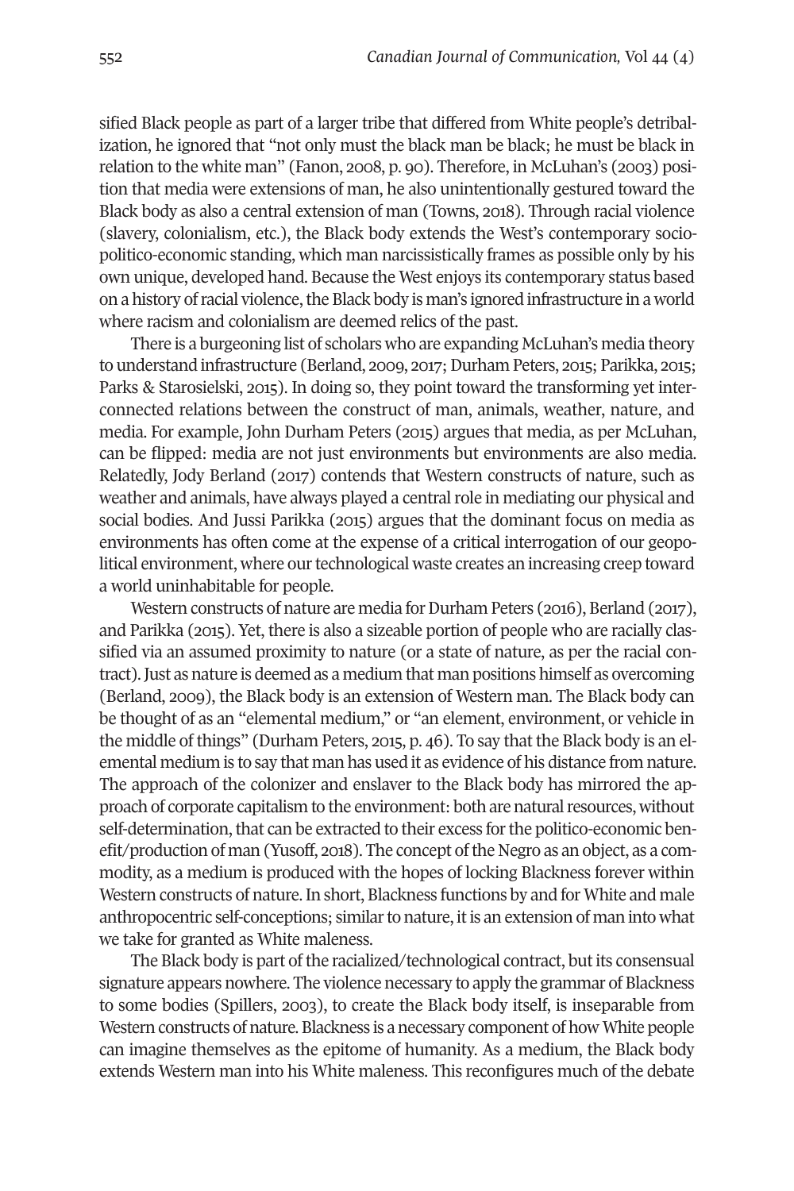sified Black people as part of a larger tribe that differed from White people's detribalization, he ignored that "not only must the black man be black; he must be black in relation to the white man" (Fanon, 2008, p. 90). Therefore, in McLuhan's (2003) position that media were extensions of man, he also unintentionally gestured toward the Black body as also a central extension of man (Towns, 2018). Through racial violence (slavery, colonialism, etc.), the Black body extends the West's contemporary socio-politico-economic standing, which man narcissistically frames as possible only by his own unique, developed hand. Because the West enjoys its contemporary status based on a history of racial violence, the Black body is man's ignored infrastructure in a world where racism and colonialism are deemed relics of the past.

There is a burgeoning list of scholars who are expanding McLuhan's media theory to understand infrastructure (Berland, 2009, 2017; Durham Peters, 2015; Parikka, 2015; Parks & Starosielski, 2015). In doing so, they point toward the transforming yet interconnected relations between the construct of man, animals, weather, nature, and media. For example, John Durham Peters (2015) argues that media, as per McLuhan, can be flipped: media are not just environments but environments are also media. Relatedly, Jody Berland (2017) contends that Western constructs of nature, such as weather and animals, have always played a central role in mediating our physical and social bodies. And Jussi Parikka (2015) argues that the dominant focus on media as environments has often come at the expense of a critical interrogation of our geopolitical environment, where our technological waste creates an increasing creep toward a world uninhabitable for people.

Western constructs of nature are media for Durham Peters (2016), Berland (2017), and Parikka (2015). Yet, there is also a sizeable portion of people who are racially classified via an assumed proximity to nature (or a state of nature, as per the racial contract). Just as nature is deemed as a medium that man positions himself as overcoming (Berland, 2009), the Black body is an extension of Western man. The Black body can be thought of as an "elemental medium," or "an element, environment, or vehicle in the middle of things" (Durham Peters, 2015, p. 46). To say that the Black body is an elemental medium is to say that man has used it as evidence of his distance from nature. The approach of the colonizer and enslaver to the Black body has mirrored the approach of corporate capitalism to the environment: both are natural resources, without self-determination, that can be extracted to their excess for the politico-economic benefit/production of man (Yusoff, 2018). The concept of the Negro as an object, as a commodity, as a medium is produced with the hopes of locking Blackness forever within Western constructs of nature. In short, Blackness functions by and for White and male anthropocentric self-conceptions; similar to nature, it is an extension of man into what we take for granted as White maleness.

The Black body is part of the racialized/technological contract, but its consensual signature appears nowhere. The violence necessary to apply the grammar of Blackness to some bodies (Spillers, 2003), to create the Black body itself, is inseparable from Western constructs of nature. Blackness is a necessary component of how White people can imagine themselves as the epitome of humanity. As a medium, the Black body extends Western man into his White maleness. This reconfigures much of the debate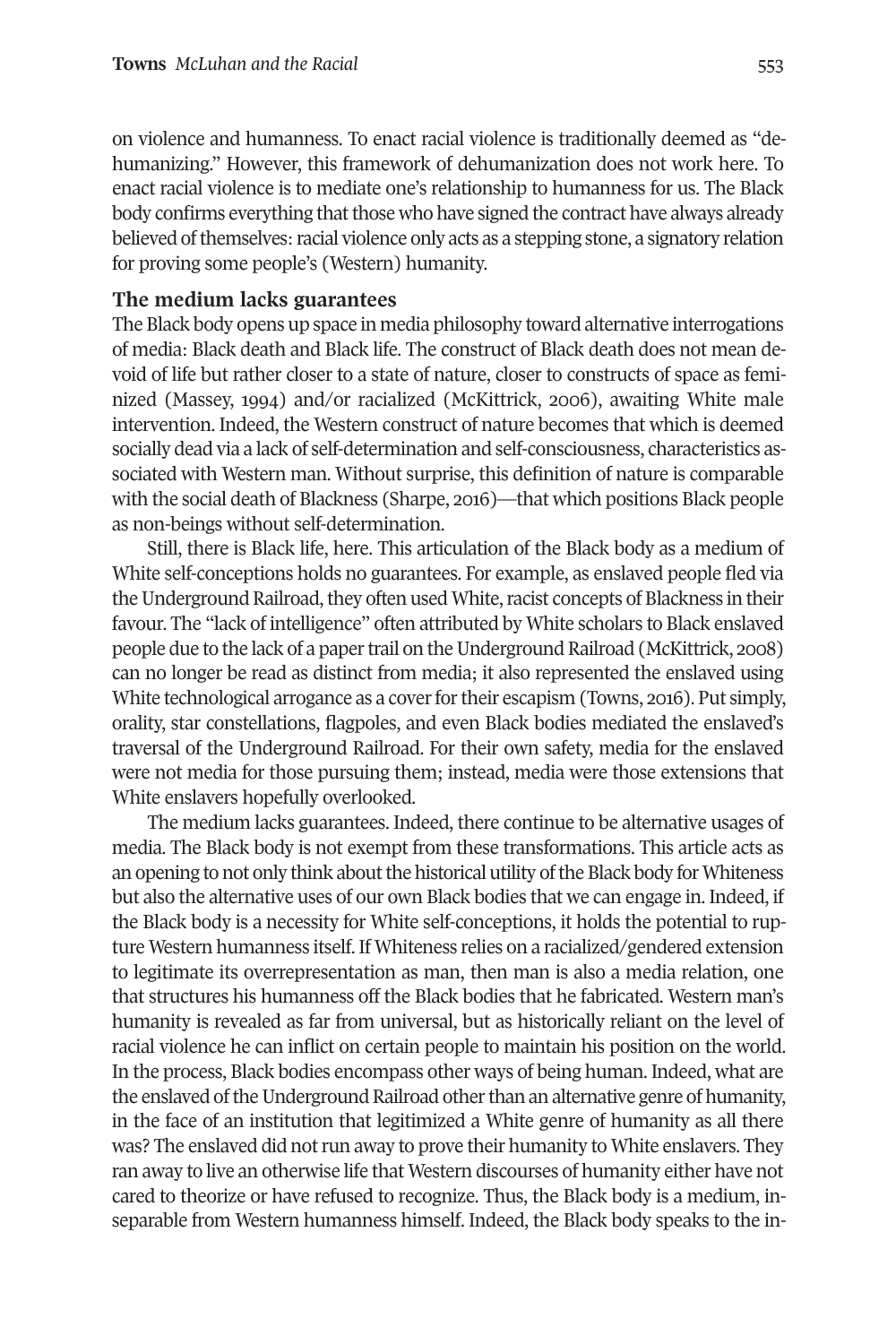on violence and humanness. To enact racial violence is traditionally deemed as "dehumanizing." However, this framework of dehumanization does not work here. To enact racial violence is to mediate one's relationship to humanness for us. The Black body confirms everything that those who have signed the contract have always already believed of themselves: racial violence only acts as a stepping stone, a signatory relation for proving some people's (Western) humanity.

## The medium lacks guarantees

The Black body opens up space in media philosophy toward alternative interrogations of media: Black death and Black life. The construct of Black death does not mean devoid of life but rather closer to a state of nature, closer to constructs of space as feminized (Massey, 1994) and/or racialized (McKittrick, 2006), awaiting White male intervention. Indeed, the Western construct of nature becomes that which is deemed socially dead via a lack of self-determination and self-consciousness, characteristics associated with Western man. Without surprise, this definition of nature is comparable with the social death of Blackness (Sharpe, 2016)—that which positions Black people as non-beings without self-determination.

Still, there is Black life, here. This articulation of the Black body as a medium of White self-conceptions holds no guarantees. For example, as enslaved people fled via the Underground Railroad, they often used White, racist concepts of Blackness in their favour. The "lack of intelligence" often attributed by White scholars to Black enslaved people due to the lack of a paper trail on the Underground Railroad (McKittrick, 2008) can no longer be read as distinct from media; it also represented the enslaved using White technological arrogance as a cover for their escapism (Towns, 2016). Put simply, orality, star constellations, flagpoles, and even Black bodies mediated the enslaved's traversal of the Underground Railroad. For their own safety, media for the enslaved were not media for those pursuing them; instead, media were those extensions that White enslavers hopefully overlooked.

The medium lacks guarantees. Indeed, there continue to be alternative usages of media. The Black body is not exempt from these transformations. This article acts as an opening to not only think about the historical utility of the Black body for Whiteness but also the alternative uses of our own Black bodies that we can engage in. Indeed, if the Black body is a necessity for White self-conceptions, it holds the potential to rupture Western humanness itself. If Whiteness relies on a racialized/gendered extension to legitimate its overrepresentation as man, then man is also a media relation, one that structures his humanness off the Black bodies that he fabricated. Western man's humanity is revealed as far from universal, but as historically reliant on the level of racial violence he can inflict on certain people to maintain his position on the world. In the process, Black bodies encompass other ways of being human. Indeed, what are the enslaved of the Underground Railroad other than an alternative genre of humanity, in the face of an institution that legitimized a White genre of humanity as all there was? The enslaved did not run away to prove their humanity to White enslavers. They ran away to live an otherwise life that Western discourses of humanity either have not cared to theorize or have refused to recognize. Thus, the Black body is a medium, inseparable from Western humanness himself. Indeed, the Black body speaks to the in-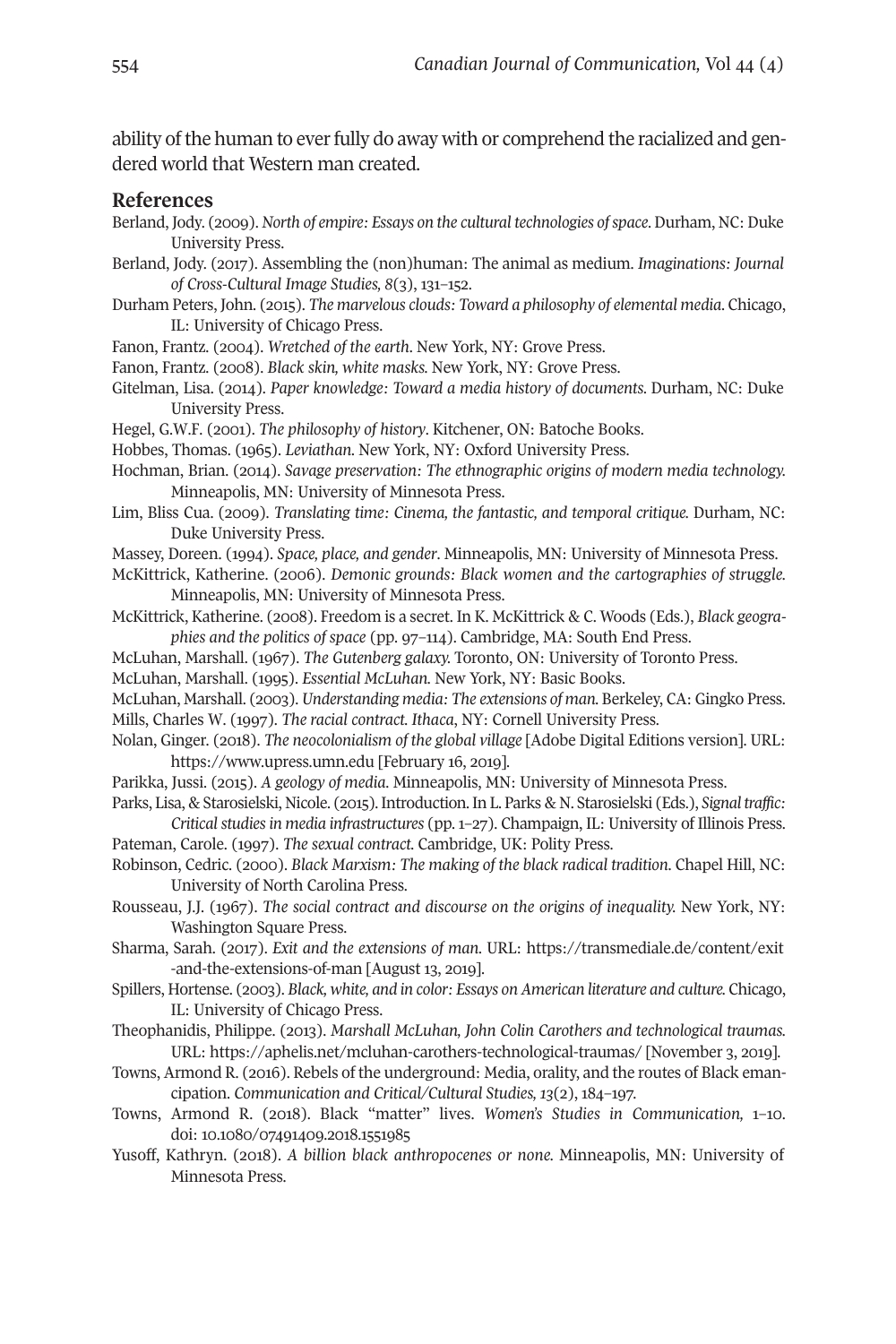ability of the human to ever fully do away with or comprehend the racialized and gendered world that Western man created.

## References

Berland, Jody. (2009). *North of empire: Essays on the cultural technologies of space*. Durham, NC: Duke University Press.

Berland, Jody. (2017). Assembling the (non)human: The animal as medium. *Imaginations: Journal of Cross-Cultural Image Studies, 8*(3), 131–152.

Durham Peters, John. (2015). *The marvelous clouds: Toward a philosophy of elemental media*. Chicago, IL: University of Chicago Press.

Fanon, Frantz. (2004). *Wretched of the earth*. New York, NY: Grove Press.

Fanon, Frantz. (2008). *Black skin, white masks.* New York, NY: Grove Press.

Gitelman, Lisa. (2014). *Paper knowledge: Toward a media history of documents.* Durham, NC: Duke University Press.

Hegel, G.W.F. (2001). *The philosophy of history*. Kitchener, ON: Batoche Books.

Hobbes, Thomas. (1965). *Leviathan.* New York, NY: Oxford University Press.

Hochman, Brian. (2014). *Savage preservation: The ethnographic origins of modern media technology.* Minneapolis, MN: University of Minnesota Press.

Lim, Bliss Cua. (2009). *Translating time: Cinema, the fantastic, and temporal critique.* Durham, NC: Duke University Press.

Massey, Doreen. (1994). *Space, place, and gender*. Minneapolis, MN: University of Minnesota Press.

McKittrick, Katherine. (2006). *Demonic grounds: Black women and the cartographies of struggle.* Minneapolis, MN: University of Minnesota Press.

McKittrick, Katherine. (2008). Freedom is a secret. In K. McKittrick & C. Woods (Eds.), *Black geographies and the politics of space* (pp. 97–114). Cambridge, MA: South End Press.

McLuhan, Marshall. (1967). *The Gutenberg galaxy.* Toronto, ON: University of Toronto Press.

McLuhan, Marshall. (1995). *Essential McLuhan.* New York, NY: Basic Books.

McLuhan, Marshall. (2003). *Understanding media: The extensions of man.* Berkeley, CA: Gingko Press.

Mills, Charles W. (1997). *The racial contract. Ithaca*, NY: Cornell University Press.

Nolan, Ginger. (2018). *The neocolonialism of the global village* [Adobe Digital Editions version]. URL: https://www.upress.umn.edu [February 16, 2019].

Parikka, Jussi. (2015). *A geology of media.* Minneapolis, MN: University of Minnesota Press.

Parks, Lisa, & Starosielski, Nicole. (2015). Introduction. In L. Parks & N. Starosielski (Eds.), *Signal traffic: Critical studies in media infrastructures* (pp. 1–27). Champaign, IL: University of Illinois Press.

Pateman, Carole. (1997). *The sexual contract.* Cambridge, UK: Polity Press.

Robinson, Cedric. (2000). *Black Marxism: The making of the black radical tradition.* Chapel Hill, NC: University of North Carolina Press.

Rousseau, J.J. (1967). *The social contract and discourse on the origins of inequality.* New York, NY: Washington Square Press.

Sharma, Sarah. (2017). *Exit and the extensions of man.* URL: https://transmediale.de/content/exit-and-the-extensions-of-man [August 13, 2019].

Spillers, Hortense. (2003). *Black, white, and in color: Essays on American literature and culture.* Chicago, IL: University of Chicago Press.

Theophanidis, Philippe. (2013). *Marshall McLuhan, John Colin Carothers and technological traumas.* URL: https://aphelis.net/mcluhan-carothers-technological-traumas/ [November 3, 2019].

Towns, Armond R. (2016). Rebels of the underground: Media, orality, and the routes of Black emancipation. *Communication and Critical/Cultural Studies, 13*(2), 184–197.

Towns, Armond R. (2018). Black "matter" lives. *Women's Studies in Communication,* 1–10. doi: 10.1080/07491409.2018.1551985

Yusoff, Kathryn. (2018). *A billion black anthropocenes or none.* Minneapolis, MN: University of Minnesota Press.